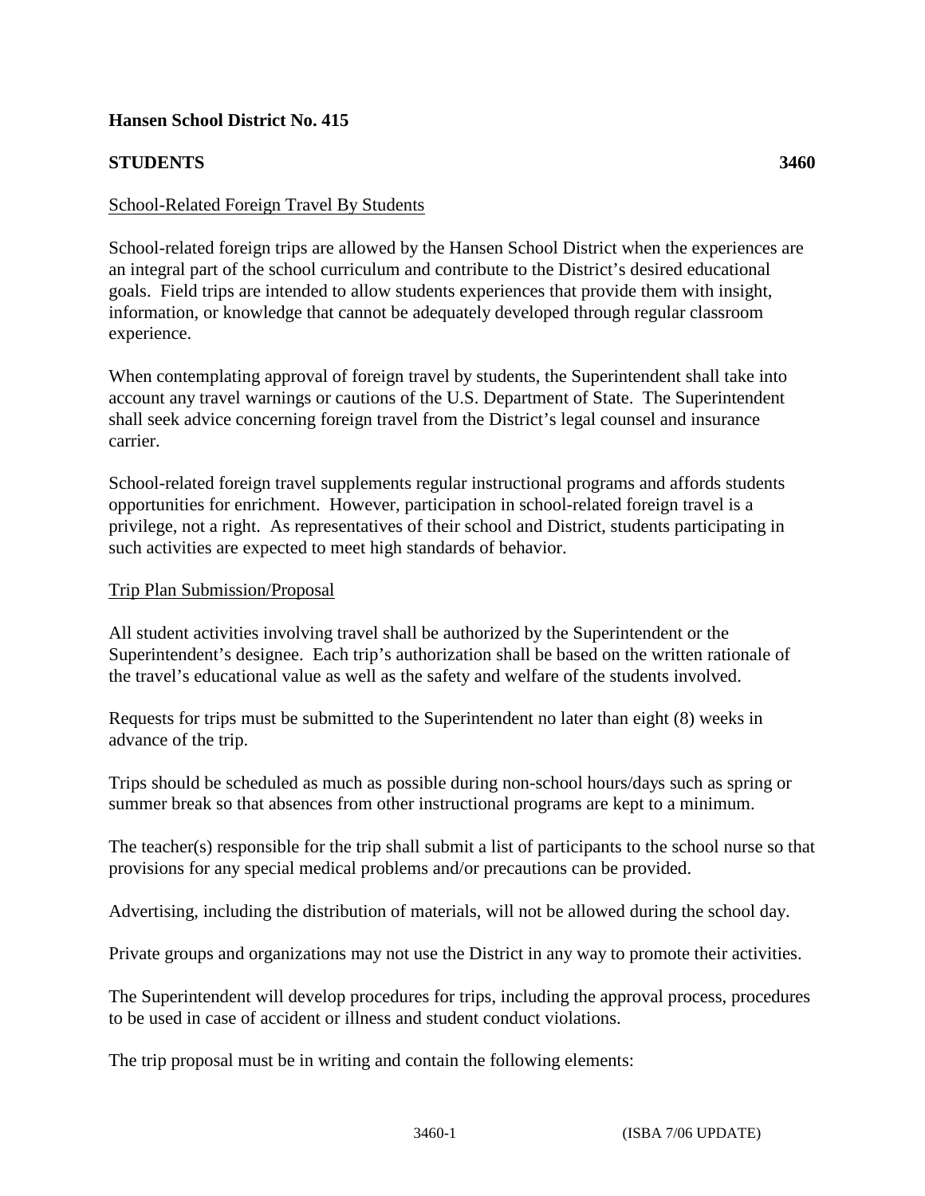**Hansen School District No. 415**

**STUDENTS 3460**

School-Related Foreign Travel By Students

School-related foreign trips are allowed by the Hansen School District when the experiences are an integral part of the school curriculum and contribute to the District's desired educational goals. Field trips are intended to allow students experiences that provide them with insight, information, or knowledge that cannot be adequately developed through regular classroom experience.

When contemplating approval of foreign travel by students, the Superintendent shall take into account any travel warnings or cautions of the U.S. Department of State. The Superintendent shall seek advice concerning foreign travel from the District's legal counsel and insurance carrier.

School-related foreign travel supplements regular instructional programs and affords students opportunities for enrichment. However, participation in school-related foreign travel is a privilege, not a right. As representatives of their school and District, students participating in such activities are expected to meet high standards of behavior.

Trip Plan Submission/Proposal

All student activities involving travel shall be authorized by the Superintendent or the Superintendent's designee. Each trip's authorization shall be based on the written rationale of the travel's educational value as well as the safety and welfare of the students involved.

Requests for trips must be submitted to the Superintendent no later than eight (8) weeks in advance of the trip.

Trips should be scheduled as much as possible during non-school hours/days such as spring or summer break so that absences from other instructional programs are kept to a minimum.

The teacher(s) responsible for the trip shall submit a list of participants to the school nurse so that provisions for any special medical problems and/or precautions can be provided.

Advertising, including the distribution of materials, will not be allowed during the school day.

Private groups and organizations may not use the District in any way to promote their activities.

The Superintendent will develop procedures for trips, including the approval process, procedures to be used in case of accident or illness and student conduct violations.

The trip proposal must be in writing and contain the following elements: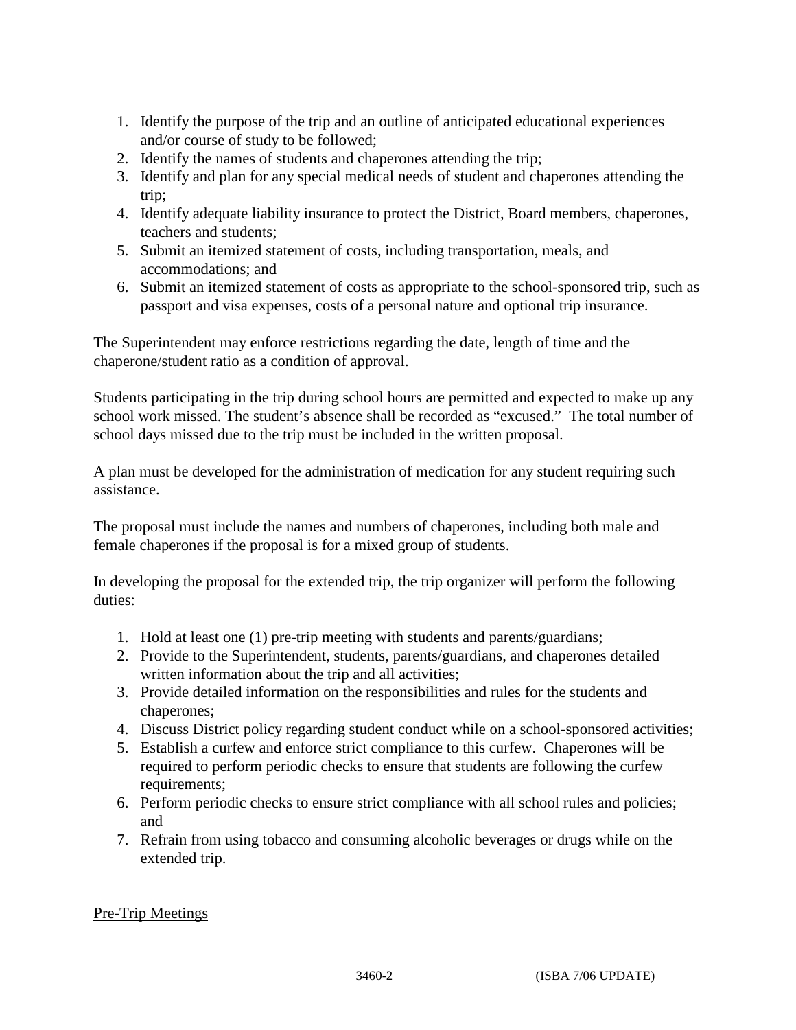1. Identify the purpose of the trip and an outline of anticipated educational experiences and/or course of study to be followed;
2. Identify the names of students and chaperones attending the trip;
3. Identify and plan for any special medical needs of student and chaperones attending the trip;
4. Identify adequate liability insurance to protect the District, Board members, chaperones, teachers and students;
5. Submit an itemized statement of costs, including transportation, meals, and accommodations; and
6. Submit an itemized statement of costs as appropriate to the school-sponsored trip, such as passport and visa expenses, costs of a personal nature and optional trip insurance.

The Superintendent may enforce restrictions regarding the date, length of time and the chaperone/student ratio as a condition of approval.

Students participating in the trip during school hours are permitted and expected to make up any school work missed. The student's absence shall be recorded as "excused." The total number of school days missed due to the trip must be included in the written proposal.

A plan must be developed for the administration of medication for any student requiring such assistance.

The proposal must include the names and numbers of chaperones, including both male and female chaperones if the proposal is for a mixed group of students.

In developing the proposal for the extended trip, the trip organizer will perform the following duties:

1. Hold at least one (1) pre-trip meeting with students and parents/guardians;
2. Provide to the Superintendent, students, parents/guardians, and chaperones detailed written information about the trip and all activities;
3. Provide detailed information on the responsibilities and rules for the students and chaperones;
4. Discuss District policy regarding student conduct while on a school-sponsored activities;
5. Establish a curfew and enforce strict compliance to this curfew. Chaperones will be required to perform periodic checks to ensure that students are following the curfew requirements;
6. Perform periodic checks to ensure strict compliance with all school rules and policies; and
7. Refrain from using tobacco and consuming alcoholic beverages or drugs while on the extended trip.

Pre-Trip Meetings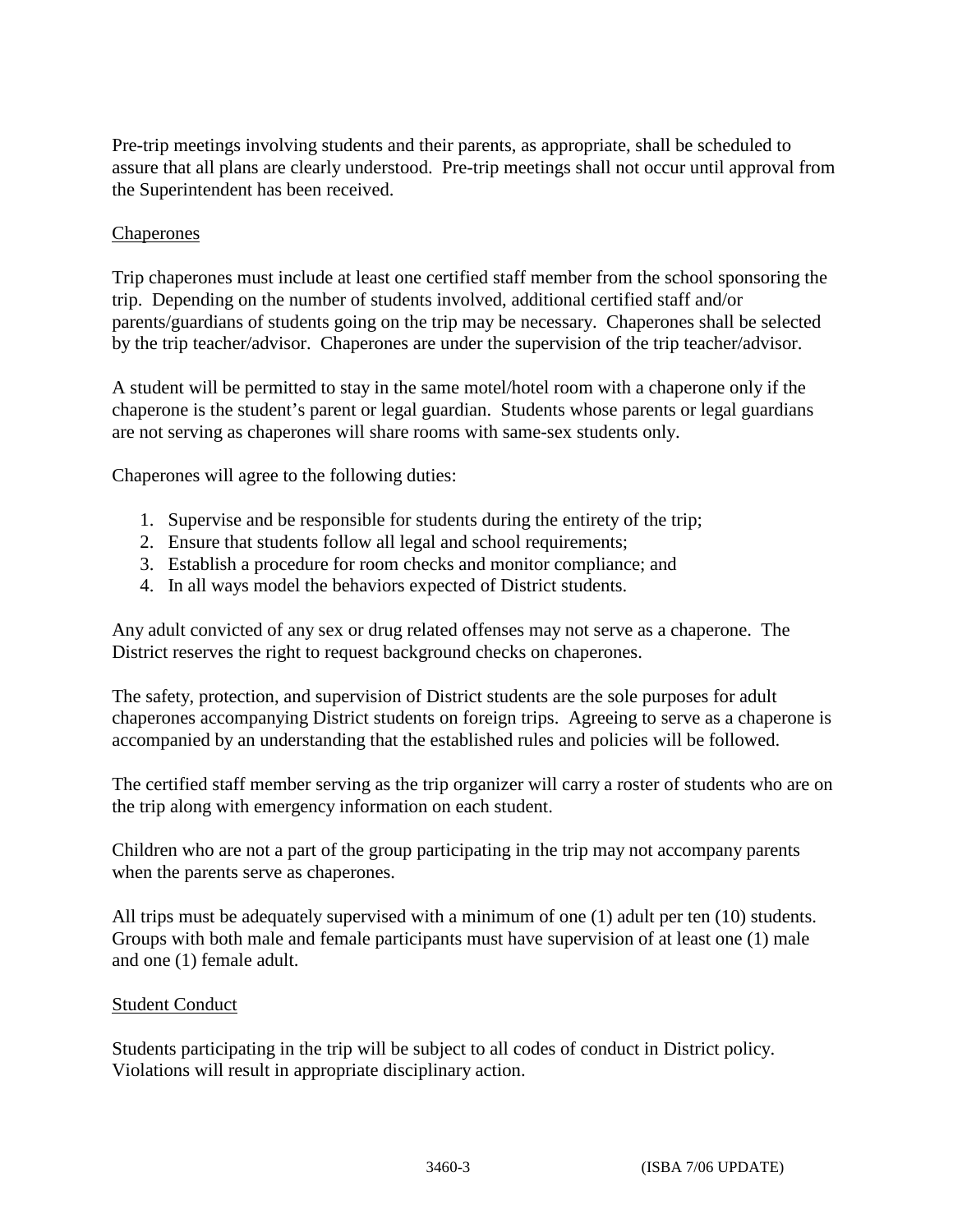Pre-trip meetings involving students and their parents, as appropriate, shall be scheduled to assure that all plans are clearly understood. Pre-trip meetings shall not occur until approval from the Superintendent has been received.

Chaperones

Trip chaperones must include at least one certified staff member from the school sponsoring the trip. Depending on the number of students involved, additional certified staff and/or parents/guardians of students going on the trip may be necessary. Chaperones shall be selected by the trip teacher/advisor. Chaperones are under the supervision of the trip teacher/advisor.

A student will be permitted to stay in the same motel/hotel room with a chaperone only if the chaperone is the student's parent or legal guardian. Students whose parents or legal guardians are not serving as chaperones will share rooms with same-sex students only.

Chaperones will agree to the following duties:

1. Supervise and be responsible for students during the entirety of the trip;
2. Ensure that students follow all legal and school requirements;
3. Establish a procedure for room checks and monitor compliance; and
4. In all ways model the behaviors expected of District students.

Any adult convicted of any sex or drug related offenses may not serve as a chaperone. The District reserves the right to request background checks on chaperones.

The safety, protection, and supervision of District students are the sole purposes for adult chaperones accompanying District students on foreign trips. Agreeing to serve as a chaperone is accompanied by an understanding that the established rules and policies will be followed.

The certified staff member serving as the trip organizer will carry a roster of students who are on the trip along with emergency information on each student.

Children who are not a part of the group participating in the trip may not accompany parents when the parents serve as chaperones.

All trips must be adequately supervised with a minimum of one (1) adult per ten (10) students. Groups with both male and female participants must have supervision of at least one (1) male and one (1) female adult.

Student Conduct

Students participating in the trip will be subject to all codes of conduct in District policy. Violations will result in appropriate disciplinary action.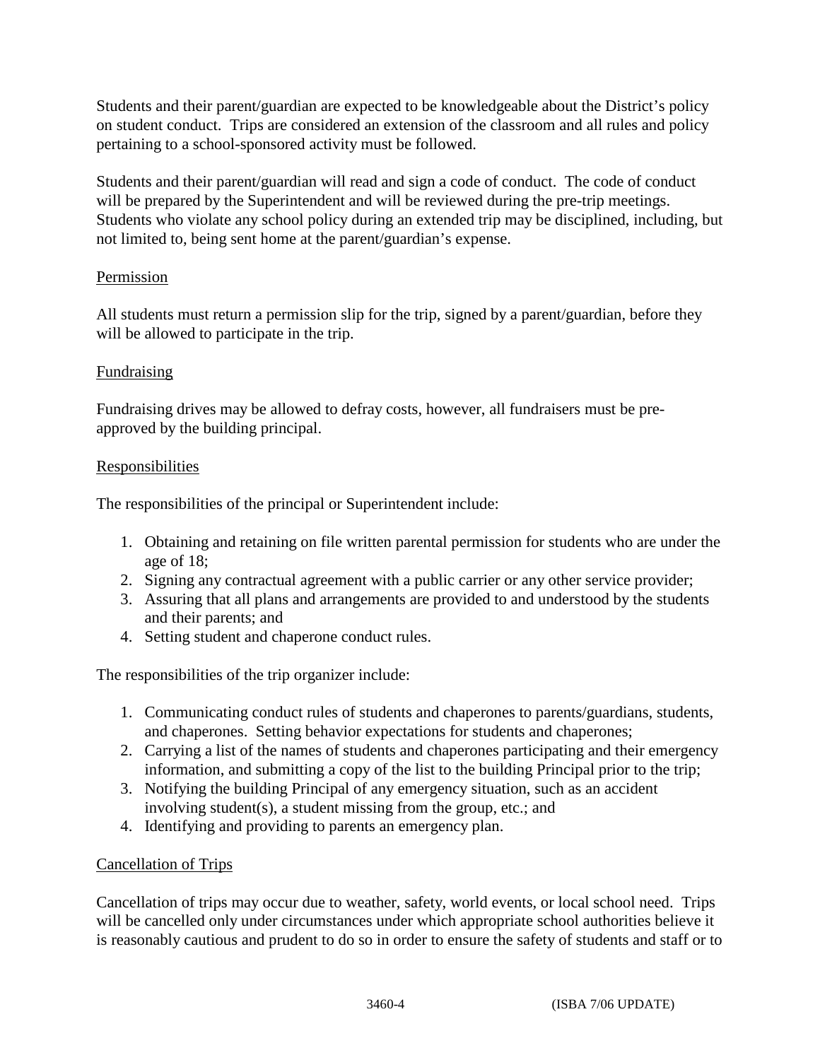Students and their parent/guardian are expected to be knowledgeable about the District's policy on student conduct. Trips are considered an extension of the classroom and all rules and policy pertaining to a school-sponsored activity must be followed.

Students and their parent/guardian will read and sign a code of conduct. The code of conduct will be prepared by the Superintendent and will be reviewed during the pre-trip meetings. Students who violate any school policy during an extended trip may be disciplined, including, but not limited to, being sent home at the parent/guardian's expense.

## Permission

All students must return a permission slip for the trip, signed by a parent/guardian, before they will be allowed to participate in the trip.

## Fundraising

Fundraising drives may be allowed to defray costs, however, all fundraisers must be pre-approved by the building principal.

## Responsibilities

The responsibilities of the principal or Superintendent include:

1. Obtaining and retaining on file written parental permission for students who are under the age of 18;
2. Signing any contractual agreement with a public carrier or any other service provider;
3. Assuring that all plans and arrangements are provided to and understood by the students and their parents; and
4. Setting student and chaperone conduct rules.

The responsibilities of the trip organizer include:

1. Communicating conduct rules of students and chaperones to parents/guardians, students, and chaperones. Setting behavior expectations for students and chaperones;
2. Carrying a list of the names of students and chaperones participating and their emergency information, and submitting a copy of the list to the building Principal prior to the trip;
3. Notifying the building Principal of any emergency situation, such as an accident involving student(s), a student missing from the group, etc.; and
4. Identifying and providing to parents an emergency plan.

## Cancellation of Trips

Cancellation of trips may occur due to weather, safety, world events, or local school need. Trips will be cancelled only under circumstances under which appropriate school authorities believe it is reasonably cautious and prudent to do so in order to ensure the safety of students and staff or to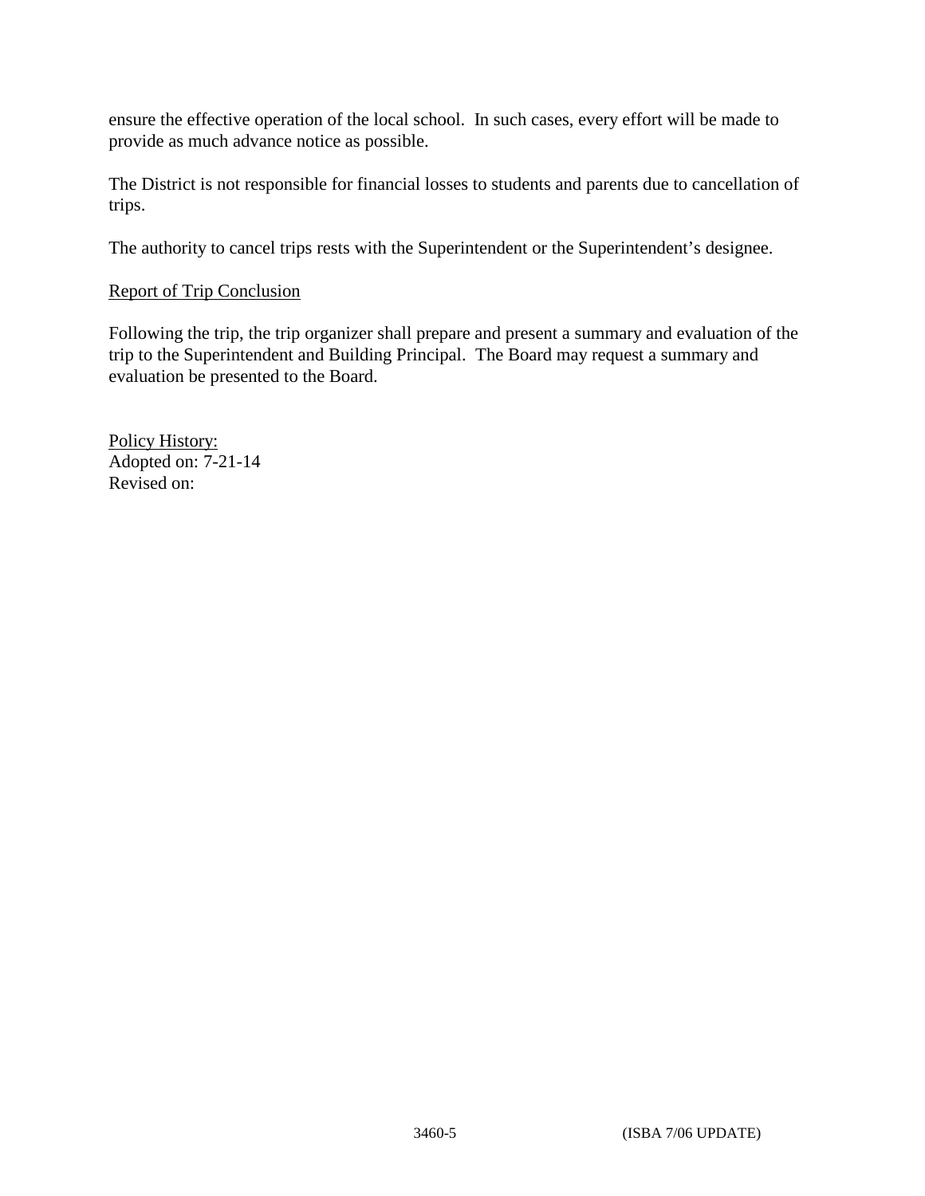ensure the effective operation of the local school. In such cases, every effort will be made to provide as much advance notice as possible.

The District is not responsible for financial losses to students and parents due to cancellation of trips.

The authority to cancel trips rests with the Superintendent or the Superintendent's designee.

Report of Trip Conclusion

Following the trip, the trip organizer shall prepare and present a summary and evaluation of the trip to the Superintendent and Building Principal. The Board may request a summary and evaluation be presented to the Board.

Policy History:
Adopted on: 7-21-14
Revised on: